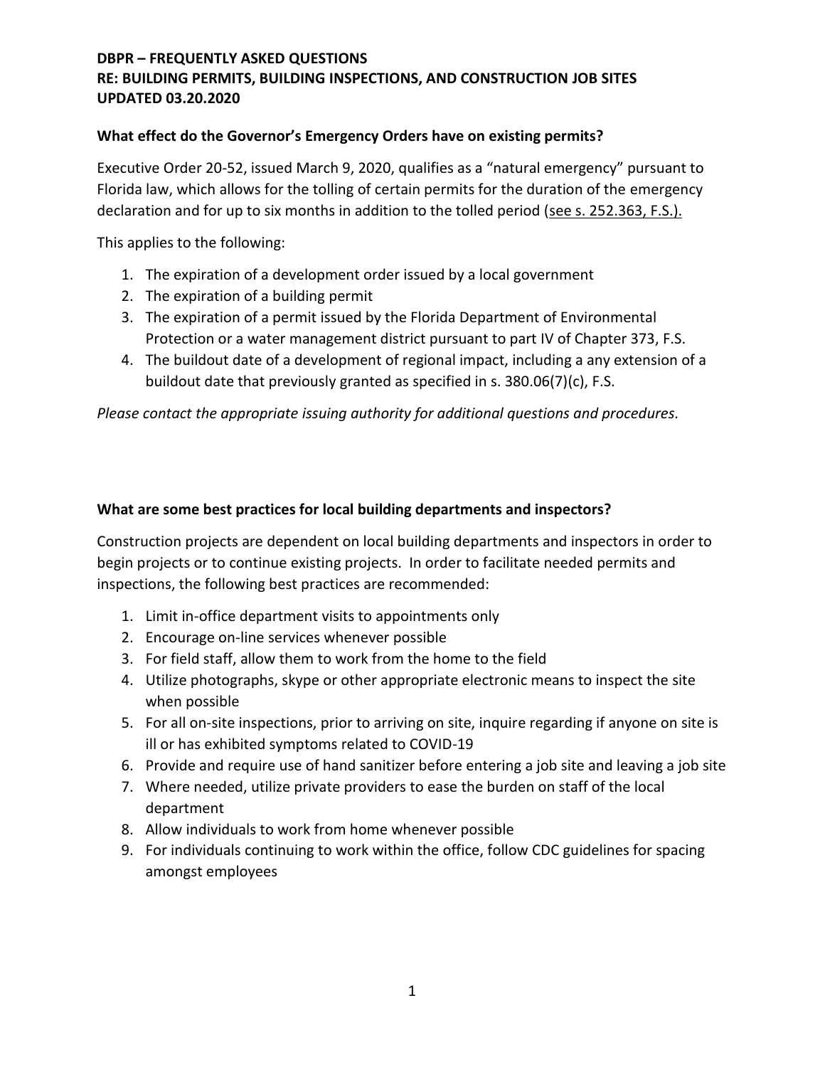**DBPR – FREQUENTLY ASKED QUESTIONS**
**RE: BUILDING PERMITS, BUILDING INSPECTIONS, AND CONSTRUCTION JOB SITES**
**UPDATED 03.20.2020**

### What effect do the Governor's Emergency Orders have on existing permits?

Executive Order 20-52, issued March 9, 2020, qualifies as a "natural emergency" pursuant to Florida law, which allows for the tolling of certain permits for the duration of the emergency declaration and for up to six months in addition to the tolled period (see s. 252.363, F.S.).

This applies to the following:

1. The expiration of a development order issued by a local government
2. The expiration of a building permit
3. The expiration of a permit issued by the Florida Department of Environmental Protection or a water management district pursuant to part IV of Chapter 373, F.S.
4. The buildout date of a development of regional impact, including a any extension of a buildout date that previously granted as specified in s. 380.06(7)(c), F.S.

*Please contact the appropriate issuing authority for additional questions and procedures.*

### What are some best practices for local building departments and inspectors?

Construction projects are dependent on local building departments and inspectors in order to begin projects or to continue existing projects. In order to facilitate needed permits and inspections, the following best practices are recommended:

1. Limit in-office department visits to appointments only
2. Encourage on-line services whenever possible
3. For field staff, allow them to work from the home to the field
4. Utilize photographs, skype or other appropriate electronic means to inspect the site when possible
5. For all on-site inspections, prior to arriving on site, inquire regarding if anyone on site is ill or has exhibited symptoms related to COVID-19
6. Provide and require use of hand sanitizer before entering a job site and leaving a job site
7. Where needed, utilize private providers to ease the burden on staff of the local department
8. Allow individuals to work from home whenever possible
9. For individuals continuing to work within the office, follow CDC guidelines for spacing amongst employees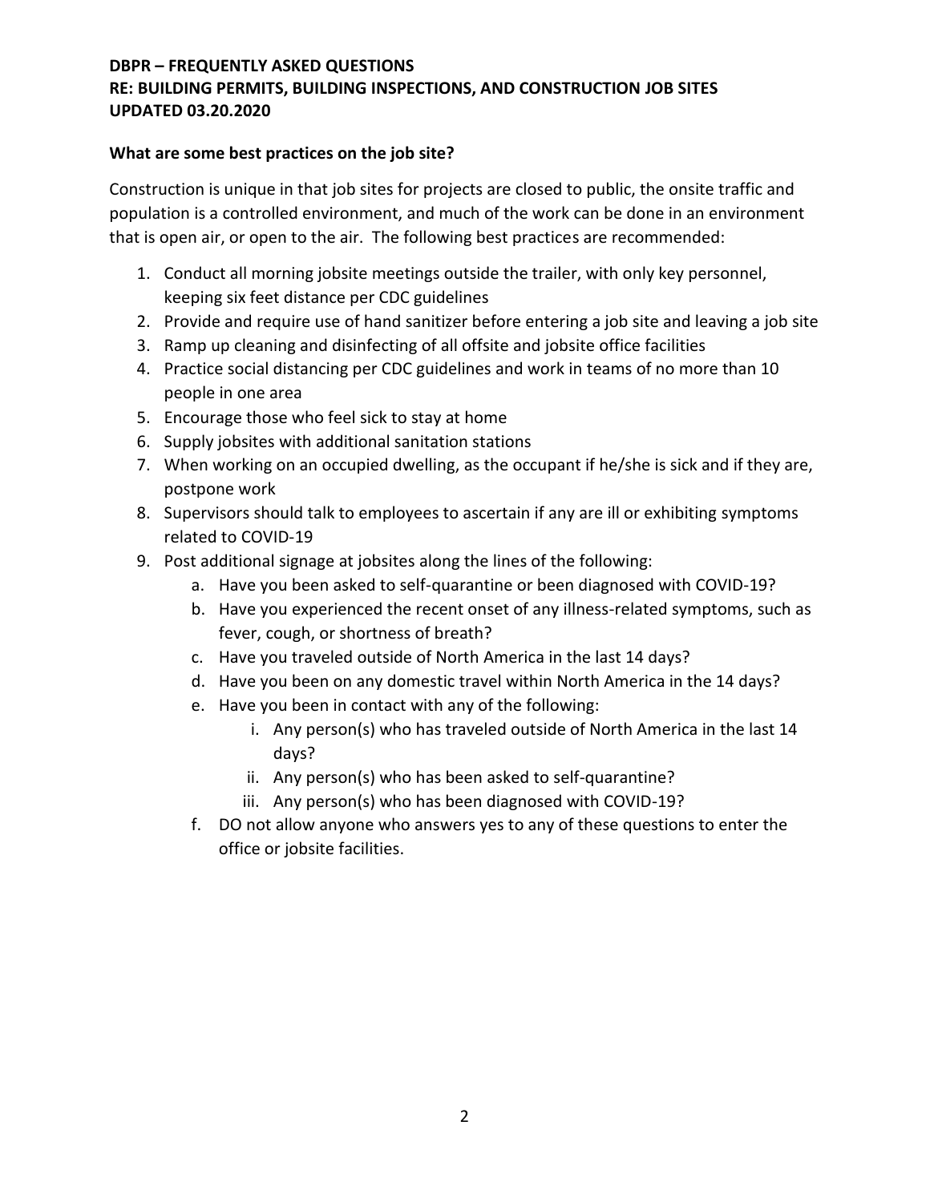**DBPR – FREQUENTLY ASKED QUESTIONS**
**RE: BUILDING PERMITS, BUILDING INSPECTIONS, AND CONSTRUCTION JOB SITES**
**UPDATED 03.20.2020**

**What are some best practices on the job site?**

Construction is unique in that job sites for projects are closed to public, the onsite traffic and population is a controlled environment, and much of the work can be done in an environment that is open air, or open to the air. The following best practices are recommended:

1. Conduct all morning jobsite meetings outside the trailer, with only key personnel, keeping six feet distance per CDC guidelines
2. Provide and require use of hand sanitizer before entering a job site and leaving a job site
3. Ramp up cleaning and disinfecting of all offsite and jobsite office facilities
4. Practice social distancing per CDC guidelines and work in teams of no more than 10 people in one area
5. Encourage those who feel sick to stay at home
6. Supply jobsites with additional sanitation stations
7. When working on an occupied dwelling, as the occupant if he/she is sick and if they are, postpone work
8. Supervisors should talk to employees to ascertain if any are ill or exhibiting symptoms related to COVID-19
9. Post additional signage at jobsites along the lines of the following:
    a. Have you been asked to self-quarantine or been diagnosed with COVID-19?
    b. Have you experienced the recent onset of any illness-related symptoms, such as fever, cough, or shortness of breath?
    c. Have you traveled outside of North America in the last 14 days?
    d. Have you been on any domestic travel within North America in the 14 days?
    e. Have you been in contact with any of the following:
        i. Any person(s) who has traveled outside of North America in the last 14 days?
        ii. Any person(s) who has been asked to self-quarantine?
        iii. Any person(s) who has been diagnosed with COVID-19?
    f. DO not allow anyone who answers yes to any of these questions to enter the office or jobsite facilities.